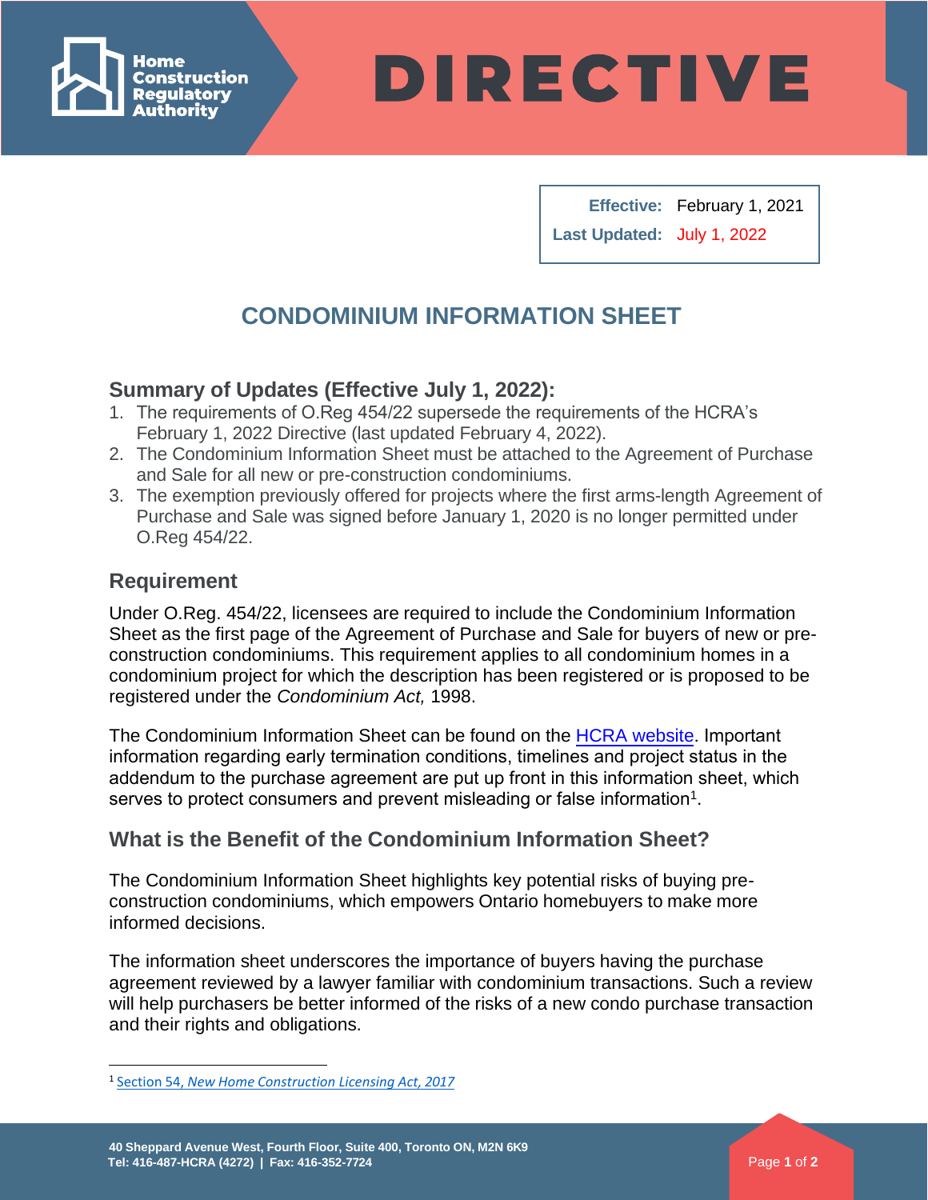Home Construction Regulatory Authority

# DIRECTIVE

| **Effective:** | February 1, 2021 |
| --- | --- |
| **Last Updated:** | July 1, 2022 |

## CONDOMINIUM INFORMATION SHEET

### Summary of Updates (Effective July 1, 2022):

1. The requirements of O.Reg 454/22 supersede the requirements of the HCRA's February 1, 2022 Directive (last updated February 4, 2022).
2. The Condominium Information Sheet must be attached to the Agreement of Purchase and Sale for all new or pre-construction condominiums.
3. The exemption previously offered for projects where the first arms-length Agreement of Purchase and Sale was signed before January 1, 2020 is no longer permitted under O.Reg 454/22.

### Requirement

Under O.Reg. 454/22, licensees are required to include the Condominium Information Sheet as the first page of the Agreement of Purchase and Sale for buyers of new or pre-construction condominiums. This requirement applies to all condominium homes in a condominium project for which the description has been registered or is proposed to be registered under the *Condominium Act,* 1998.

The Condominium Information Sheet can be found on the HCRA website. Important information regarding early termination conditions, timelines and project status in the addendum to the purchase agreement are put up front in this information sheet, which serves to protect consumers and prevent misleading or false information[1].

### What is the Benefit of the Condominium Information Sheet?

The Condominium Information Sheet highlights key potential risks of buying pre-construction condominiums, which empowers Ontario homebuyers to make more informed decisions.

The information sheet underscores the importance of buyers having the purchase agreement reviewed by a lawyer familiar with condominium transactions. Such a review will help purchasers be better informed of the risks of a new condo purchase transaction and their rights and obligations.

---

[1] Section 54, *New Home Construction Licensing Act, 2017*

40 Sheppard Avenue West, Fourth Floor, Suite 400, Toronto ON, M2N 6K9
Tel: 416-487-HCRA (4272) | Fax: 416-352-7724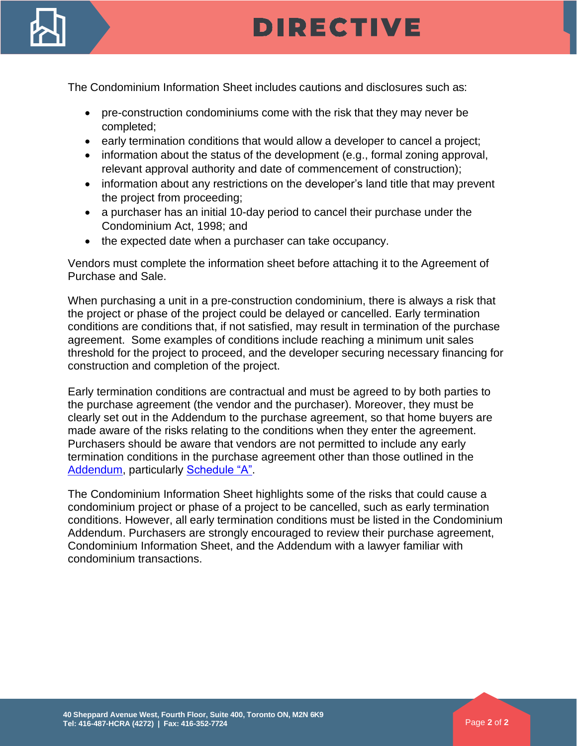The Condominium Information Sheet includes cautions and disclosures such as:

- pre-construction condominiums come with the risk that they may never be completed;
- early termination conditions that would allow a developer to cancel a project;
- information about the status of the development (e.g., formal zoning approval, relevant approval authority and date of commencement of construction);
- information about any restrictions on the developer's land title that may prevent the project from proceeding;
- a purchaser has an initial 10-day period to cancel their purchase under the Condominium Act, 1998; and
- the expected date when a purchaser can take occupancy.

Vendors must complete the information sheet before attaching it to the Agreement of Purchase and Sale.

When purchasing a unit in a pre-construction condominium, there is always a risk that the project or phase of the project could be delayed or cancelled. Early termination conditions are conditions that, if not satisfied, may result in termination of the purchase agreement. Some examples of conditions include reaching a minimum unit sales threshold for the project to proceed, and the developer securing necessary financing for construction and completion of the project.

Early termination conditions are contractual and must be agreed to by both parties to the purchase agreement (the vendor and the purchaser). Moreover, they must be clearly set out in the Addendum to the purchase agreement, so that home buyers are made aware of the risks relating to the conditions when they enter the agreement. Purchasers should be aware that vendors are not permitted to include any early termination conditions in the purchase agreement other than those outlined in the Addendum, particularly Schedule "A".

The Condominium Information Sheet highlights some of the risks that could cause a condominium project or phase of a project to be cancelled, such as early termination conditions. However, all early termination conditions must be listed in the Condominium Addendum. Purchasers are strongly encouraged to review their purchase agreement, Condominium Information Sheet, and the Addendum with a lawyer familiar with condominium transactions.